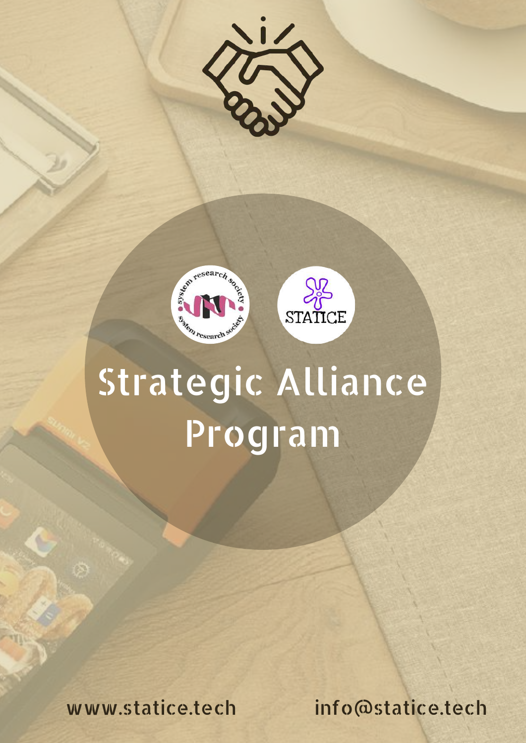# Strategic Alliance Program

www.statice.tech

info@statice.tech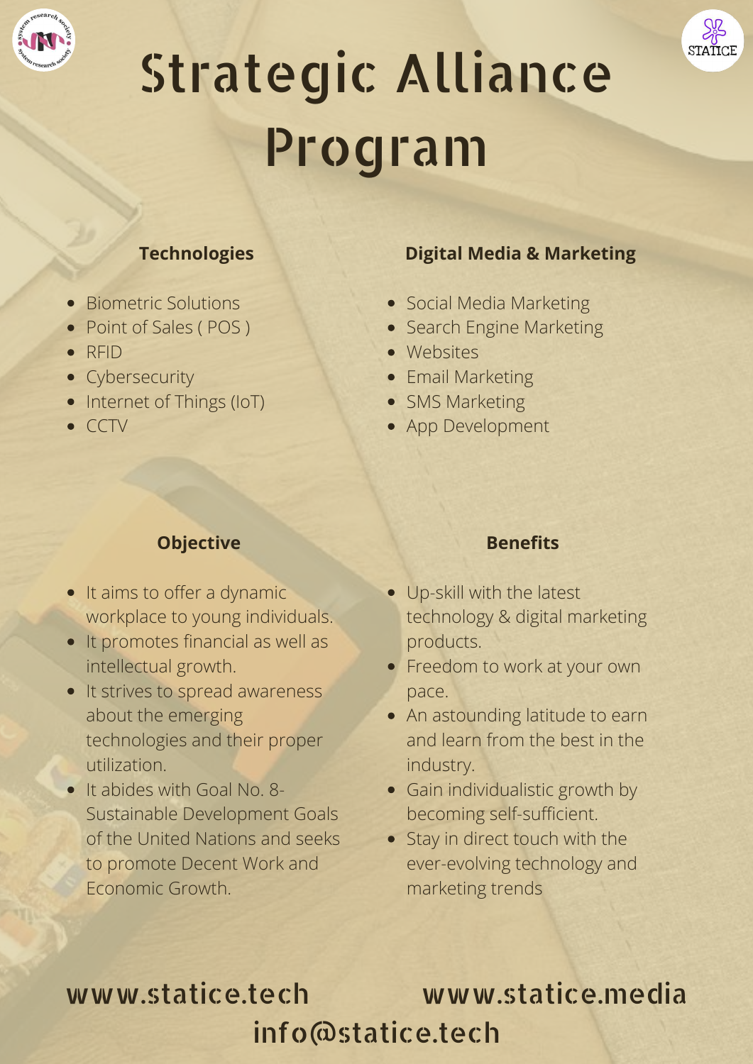# Strategic Alliance Program

### Technologies

- Biometric Solutions
- Point of Sales ( POS )
- RFID
- Cybersecurity
- Internet of Things (IoT)
- CCTV

### Digital Media & Marketing

- Social Media Marketing
- Search Engine Marketing
- Websites
- Email Marketing
- SMS Marketing
- App Development

### Objective

- It aims to offer a dynamic workplace to young individuals.
- It promotes financial as well as intellectual growth.
- It strives to spread awareness about the emerging technologies and their proper utilization.
- It abides with Goal No. 8- Sustainable Development Goals of the United Nations and seeks to promote Decent Work and Economic Growth.

### Benefits

- Up-skill with the latest technology & digital marketing products.
- Freedom to work at your own pace.
- An astounding latitude to earn and learn from the best in the industry.
- Gain individualistic growth by becoming self-sufficient.
- Stay in direct touch with the ever-evolving technology and marketing trends

www.statice.tech www.statice.media

info@statice.tech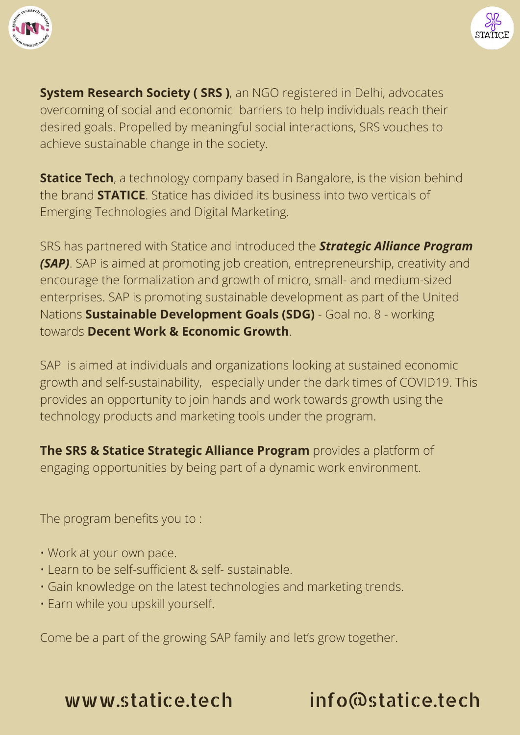**System Research Society ( SRS )**, an NGO registered in Delhi, advocates overcoming of social and economic barriers to help individuals reach their desired goals. Propelled by meaningful social interactions, SRS vouches to achieve sustainable change in the society.

**Statice Tech**, a technology company based in Bangalore, is the vision behind the brand **STATICE**. Statice has divided its business into two verticals of Emerging Technologies and Digital Marketing.

SRS has partnered with Statice and introduced the ***Strategic Alliance Program (SAP)***. SAP is aimed at promoting job creation, entrepreneurship, creativity and encourage the formalization and growth of micro, small- and medium-sized enterprises. SAP is promoting sustainable development as part of the United Nations **Sustainable Development Goals (SDG)** - Goal no. 8 - working towards **Decent Work & Economic Growth**.

SAP is aimed at individuals and organizations looking at sustained economic growth and self-sustainability, especially under the dark times of COVID19. This provides an opportunity to join hands and work towards growth using the technology products and marketing tools under the program.

**The SRS & Statice Strategic Alliance Program** provides a platform of engaging opportunities by being part of a dynamic work environment.

The program benefits you to :

- Work at your own pace.
- Learn to be self-sufficient & self- sustainable.
- Gain knowledge on the latest technologies and marketing trends.
- Earn while you upskill yourself.

Come be a part of the growing SAP family and let's grow together.

www.statice.tech info@statice.tech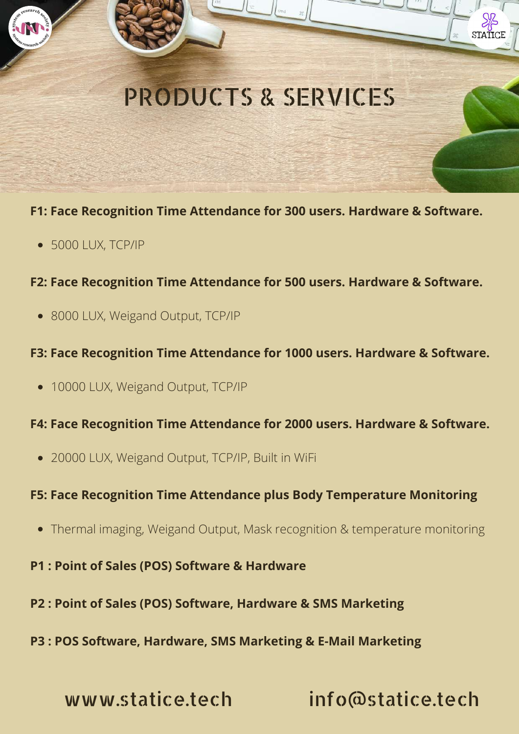# PRODUCTS & SERVICES

**F1: Face Recognition Time Attendance for 300 users. Hardware & Software.**

- 5000 LUX, TCP/IP

**F2: Face Recognition Time Attendance for 500 users. Hardware & Software.**

- 8000 LUX, Weigand Output, TCP/IP

**F3: Face Recognition Time Attendance for 1000 users. Hardware & Software.**

- 10000 LUX, Weigand Output, TCP/IP

**F4: Face Recognition Time Attendance for 2000 users. Hardware & Software.**

- 20000 LUX, Weigand Output, TCP/IP, Built in WiFi

**F5: Face Recognition Time Attendance plus Body Temperature Monitoring**

- Thermal imaging, Weigand Output, Mask recognition & temperature monitoring

**P1 : Point of Sales (POS) Software & Hardware**

**P2 : Point of Sales (POS) Software, Hardware & SMS Marketing**

**P3 : POS Software, Hardware, SMS Marketing & E-Mail Marketing**

www.statice.tech info@statice.tech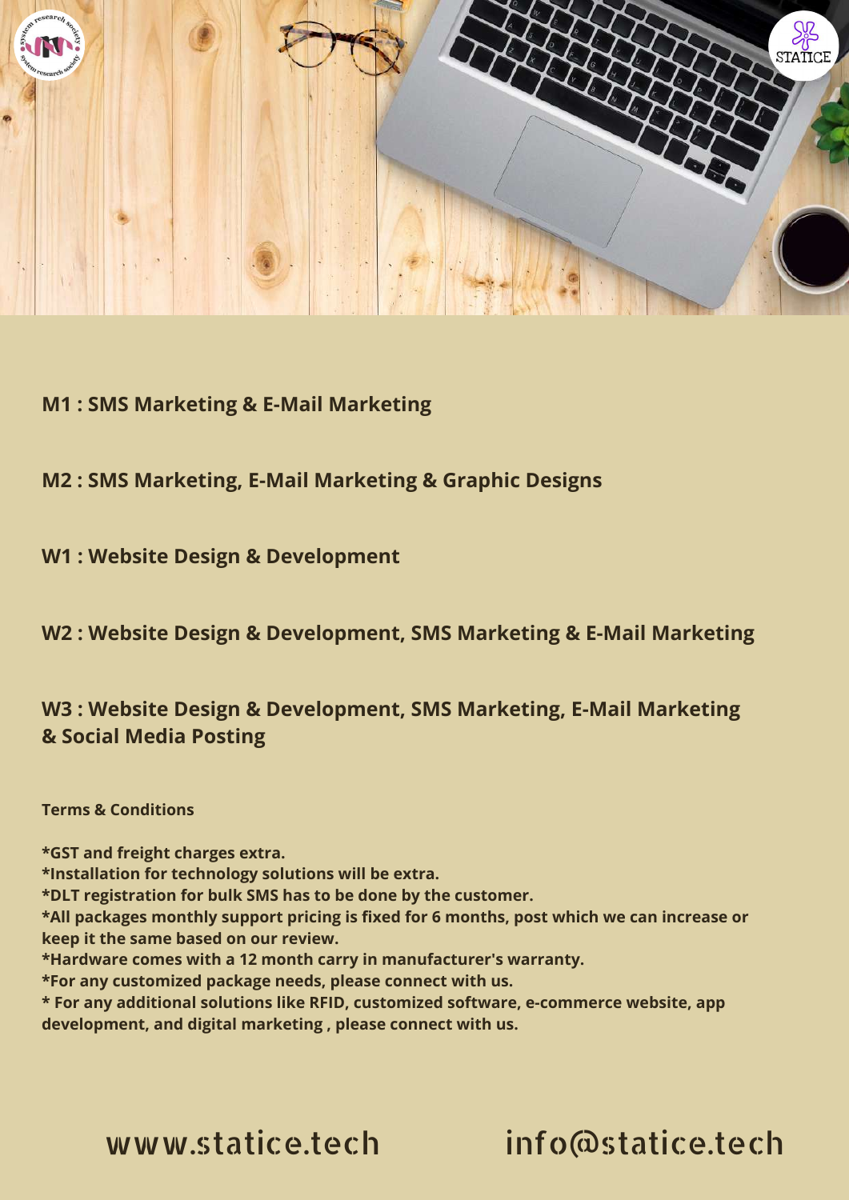**M1 : SMS Marketing & E-Mail Marketing**

**M2 : SMS Marketing, E-Mail Marketing & Graphic Designs**

**W1 : Website Design & Development**

**W2 : Website Design & Development, SMS Marketing & E-Mail Marketing**

**W3 : Website Design & Development, SMS Marketing, E-Mail Marketing & Social Media Posting**

**Terms & Conditions**

**\*GST and freight charges extra.**
**\*Installation for technology solutions will be extra.**
**\*DLT registration for bulk SMS has to be done by the customer.**
**\*All packages monthly support pricing is fixed for 6 months, post which we can increase or keep it the same based on our review.**
**\*Hardware comes with a 12 month carry in manufacturer's warranty.**
**\*For any customized package needs, please connect with us.**
**\* For any additional solutions like RFID, customized software, e-commerce website, app development, and digital marketing , please connect with us.**

www.statice.tech    info@statice.tech